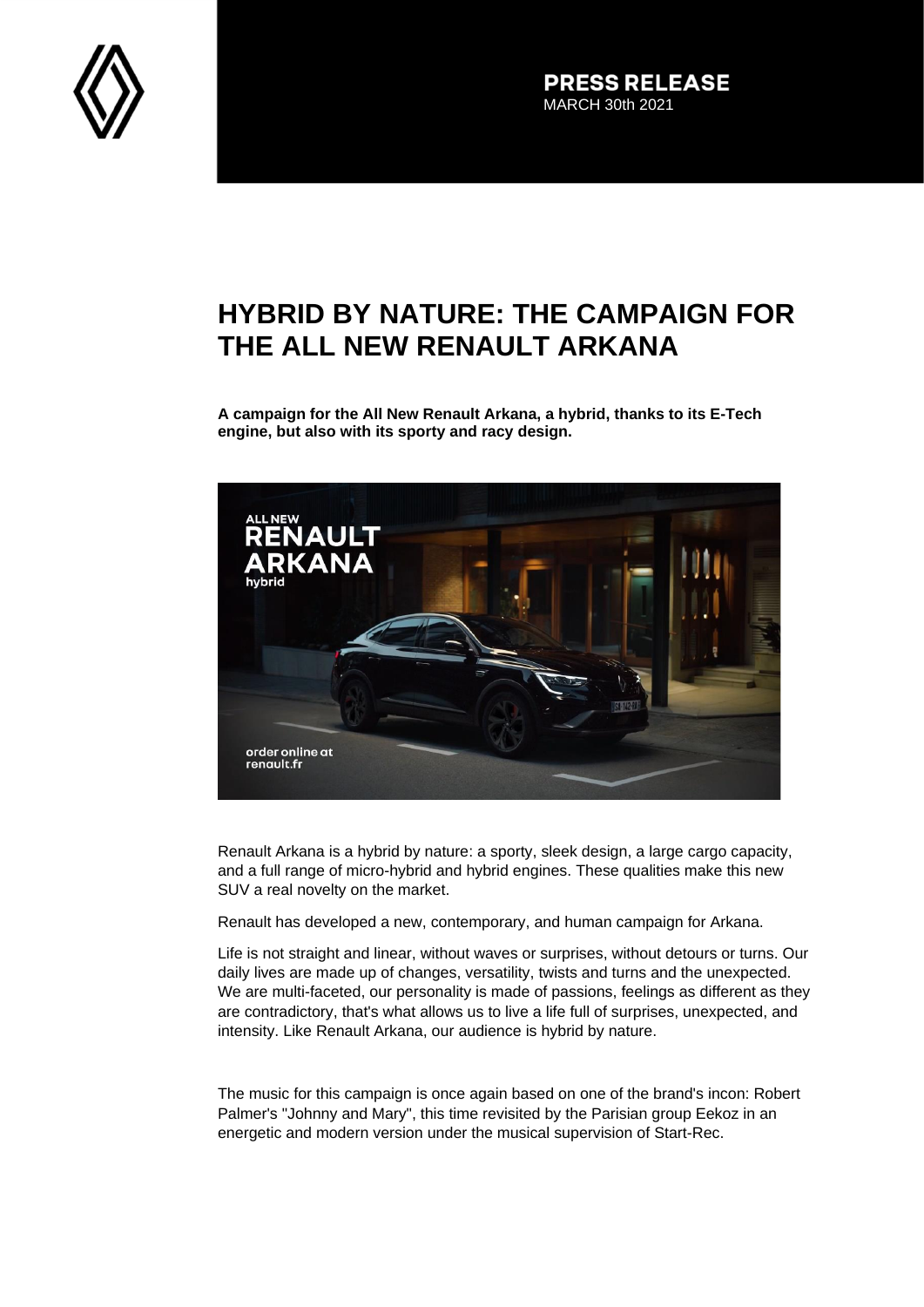**PRESS RELEASE**
MARCH 30th 2021

# HYBRID BY NATURE: THE CAMPAIGN FOR THE ALL NEW RENAULT ARKANA

**A campaign for the All New Renault Arkana, a hybrid, thanks to its E-Tech engine, but also with its sporty and racy design.**

Renault Arkana is a hybrid by nature: a sporty, sleek design, a large cargo capacity, and a full range of micro-hybrid and hybrid engines. These qualities make this new SUV a real novelty on the market.

Renault has developed a new, contemporary, and human campaign for Arkana.

Life is not straight and linear, without waves or surprises, without detours or turns. Our daily lives are made up of changes, versatility, twists and turns and the unexpected. We are multi-faceted, our personality is made of passions, feelings as different as they are contradictory, that's what allows us to live a life full of surprises, unexpected, and intensity. Like Renault Arkana, our audience is hybrid by nature.

The music for this campaign is once again based on one of the brand's incon: Robert Palmer's "Johnny and Mary", this time revisited by the Parisian group Eekoz in an energetic and modern version under the musical supervision of Start-Rec.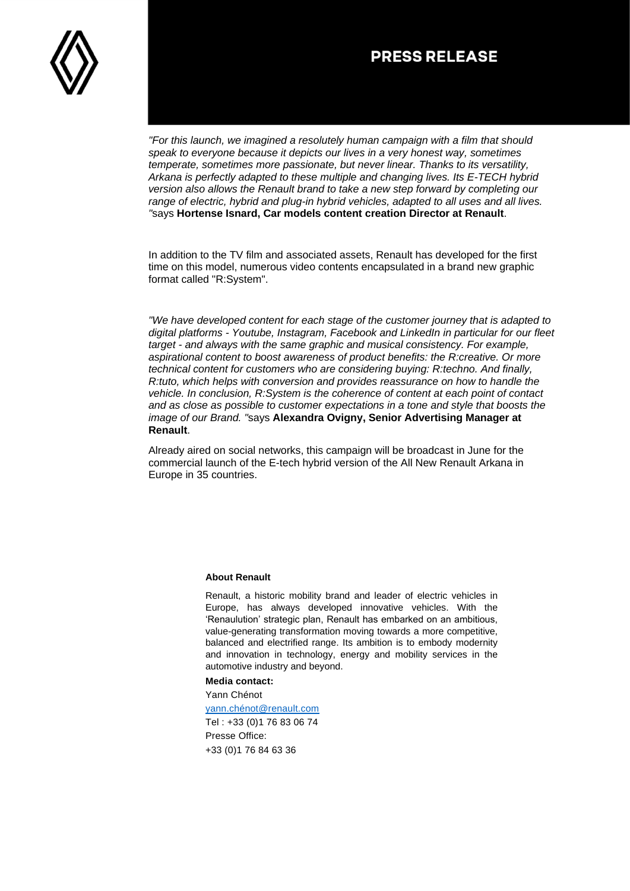*"For this launch, we imagined a resolutely human campaign with a film that should speak to everyone because it depicts our lives in a very honest way, sometimes temperate, sometimes more passionate, but never linear. Thanks to its versatility, Arkana is perfectly adapted to these multiple and changing lives. Its E-TECH hybrid version also allows the Renault brand to take a new step forward by completing our range of electric, hybrid and plug-in hybrid vehicles, adapted to all uses and all lives. "*says **Hortense Isnard, Car models content creation Director at Renault**.

In addition to the TV film and associated assets, Renault has developed for the first time on this model, numerous video contents encapsulated in a brand new graphic format called "R:System".

*"We have developed content for each stage of the customer journey that is adapted to digital platforms - Youtube, Instagram, Facebook and LinkedIn in particular for our fleet target - and always with the same graphic and musical consistency. For example, aspirational content to boost awareness of product benefits: the R:creative. Or more technical content for customers who are considering buying: R:techno. And finally, R:tuto, which helps with conversion and provides reassurance on how to handle the vehicle. In conclusion, R:System is the coherence of content at each point of contact and as close as possible to customer expectations in a tone and style that boosts the image of our Brand. "*says **Alexandra Ovigny, Senior Advertising Manager at Renault**.

Already aired on social networks, this campaign will be broadcast in June for the commercial launch of the E-tech hybrid version of the All New Renault Arkana in Europe in 35 countries.

**About Renault**

Renault, a historic mobility brand and leader of electric vehicles in Europe, has always developed innovative vehicles. With the 'Renaulution' strategic plan, Renault has embarked on an ambitious, value-generating transformation moving towards a more competitive, balanced and electrified range. Its ambition is to embody modernity and innovation in technology, energy and mobility services in the automotive industry and beyond.

**Media contact:**

Yann Chénot

yann.chénot@renault.com

Tel : +33 (0)1 76 83 06 74

Presse Office:

+33 (0)1 76 84 63 36